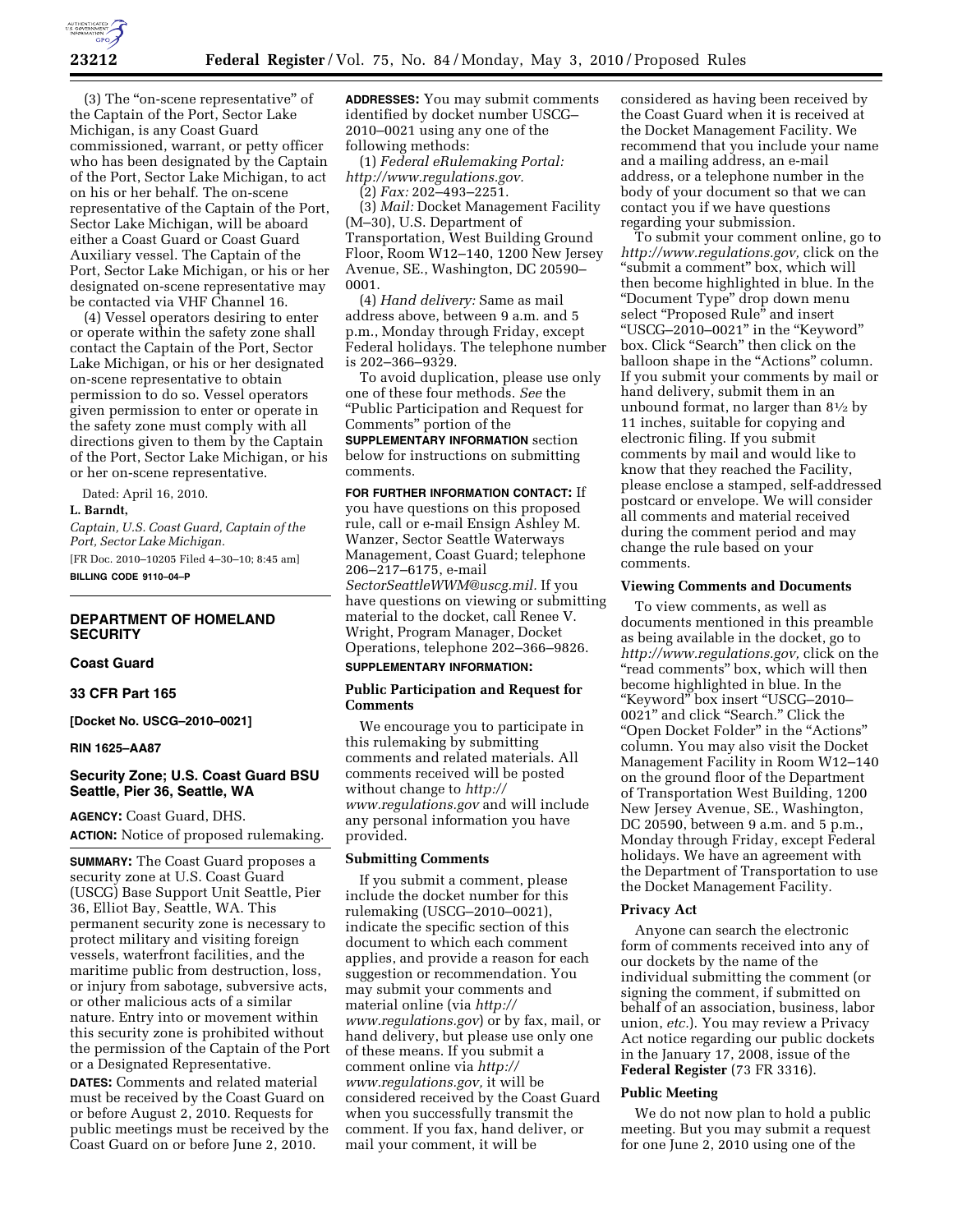(3) The "on-scene representative" of the Captain of the Port, Sector Lake Michigan, is any Coast Guard commissioned, warrant, or petty officer who has been designated by the Captain of the Port, Sector Lake Michigan, to act on his or her behalf. The on-scene representative of the Captain of the Port, Sector Lake Michigan, will be aboard either a Coast Guard or Coast Guard Auxiliary vessel. The Captain of the Port, Sector Lake Michigan, or his or her designated on-scene representative may be contacted via VHF Channel 16.

(4) Vessel operators desiring to enter or operate within the safety zone shall contact the Captain of the Port, Sector Lake Michigan, or his designated on-scene representative to obtain permission to do so. Vessel operators given permission to enter or operate in the safety zone must comply with all directions given to them by the Captain of the Port, Sector Lake Michigan, or his or her on-scene representative.

Dated: April 16, 2010.

**L. Barndt,**

*Captain, U.S. Coast Guard, Captain of the Port, Sector Lake Michigan.*

[FR Doc. 2010–10205 Filed 4–30–10; 8:45 am]

**BILLING CODE 9110–04–P**

---

## DEPARTMENT OF HOMELAND SECURITY

### Coast Guard

### 33 CFR Part 165

**[Docket No. USCG–2010–0021]**

**RIN 1625–AA87**

## Security Zone; U.S. Coast Guard BSU Seattle, Pier 36, Seattle, WA

**AGENCY:** Coast Guard, DHS.

**ACTION:** Notice of proposed rulemaking.

**SUMMARY:** The Coast Guard proposes a security zone at U.S. Coast Guard (USCG) Base Support Unit Seattle, Pier 36, Elliot Bay, Seattle, WA. This permanent security zone is necessary to protect military and visiting foreign vessels, waterfront facilities, and the maritime public from destruction, loss, or injury from sabotage, subversive acts, or other malicious acts of a similar nature. Entry into or movement within this security zone is prohibited without the permission of the Captain of the Port or a Designated Representative.

**DATES:** Comments and related material must be received by the Coast Guard on or before August 2, 2010. Requests for public meetings must be received by the Coast Guard on or before June 2, 2010.

**ADDRESSES:** You may submit comments identified by docket number USCG–2010–0021 using any one of the following methods:

(1) *Federal eRulemaking Portal: http://www.regulations.gov.*

(2) *Fax:* 202–493–2251.

(3) *Mail:* Docket Management Facility (M–30), U.S. Department of Transportation, West Building Ground Floor, Room W12–140, 1200 New Jersey Avenue, SE., Washington, DC 20590–0001.

(4) *Hand delivery:* Same as mail address above, between 9 a.m. and 5 p.m., Monday through Friday, except Federal holidays. The telephone number is 202–366–9329.

To avoid duplication, please use only one of these four methods. *See* the "Public Participation and Request for Comments" portion of the **SUPPLEMENTARY INFORMATION** section below for instructions on submitting comments.

**FOR FURTHER INFORMATION CONTACT:** If you have questions on this proposed rule, call or e-mail Ensign Ashley M. Wanzer, Sector Seattle Waterways Management, Coast Guard; telephone 206–217–6175, e-mail *SectorSeattleWWM@uscg.mil.* If you have questions on viewing or submitting material to the docket, call Renee V. Wright, Program Manager, Docket Operations, telephone 202–366–9826.

**SUPPLEMENTARY INFORMATION:**

### Public Participation and Request for Comments

We encourage you to participate in this rulemaking by submitting comments and related materials. All comments received will be posted without change to *http://www.regulations.gov* and will include any personal information you have provided.

### Submitting Comments

If you submit a comment, please include the docket number for this rulemaking (USCG–2010–0021), indicate the specific section of this document to which each comment applies, and provide a reason for each suggestion or recommendation. You may submit your comments and material online (via *http://www.regulations.gov*) or by fax, mail, or hand delivery, but please use only one of these means. If you submit a comment online via *http://www.regulations.gov,* it will be considered received by the Coast Guard when you successfully transmit the comment. If you fax, hand deliver, or mail your comment, it will be considered as having been received by the Coast Guard when it is received at the Docket Management Facility. We recommend that you include your name and a mailing address, an e-mail address, or a telephone number in the body of your document so that we can contact you if we have questions regarding your submission.

To submit your comment online, go to *http://www.regulations.gov,* click on the "submit a comment" box, which will then become highlighted in blue. In the "Document Type" drop down menu select "Proposed Rule" and insert "USCG–2010–0021" in the "Keyword" box. Click "Search" then click on the balloon shape in the "Actions" column. If you submit your comments by mail or hand delivery, submit them in an unbound format, no larger than 8½ by 11 inches, suitable for copying and electronic filing. If you submit comments by mail and would like to know that they reached the Facility, please enclose a stamped, self-addressed postcard or envelope. We will consider all comments and material received during the comment period and may change the rule based on your comments.

### Viewing Comments and Documents

To view comments, as well as documents mentioned in this preamble as being available in the docket, go to *http://www.regulations.gov,* click on the "read comments" box, which will then become highlighted in blue. In the "Keyword" box insert "USCG–2010–0021" and click "Search." Click the "Open Docket Folder" in the "Actions" column. You may also visit the Docket Management Facility in Room W12–140 on the ground floor of the Department of Transportation West Building, 1200 New Jersey Avenue, SE., Washington, DC 20590, between 9 a.m. and 5 p.m., Monday through Friday, except Federal holidays. We have an agreement with the Department of Transportation to use the Docket Management Facility.

### Privacy Act

Anyone can search the electronic form of comments received into any of our dockets by the name of the individual submitting the comment (or signing the comment, if submitted on behalf of an association, business, labor union, *etc.*). You may review a Privacy Act notice regarding our public dockets in the January 17, 2008, issue of the **Federal Register** (73 FR 3316).

### Public Meeting

We do not now plan to hold a public meeting. But you may submit a request for one June 2, 2010 using one of the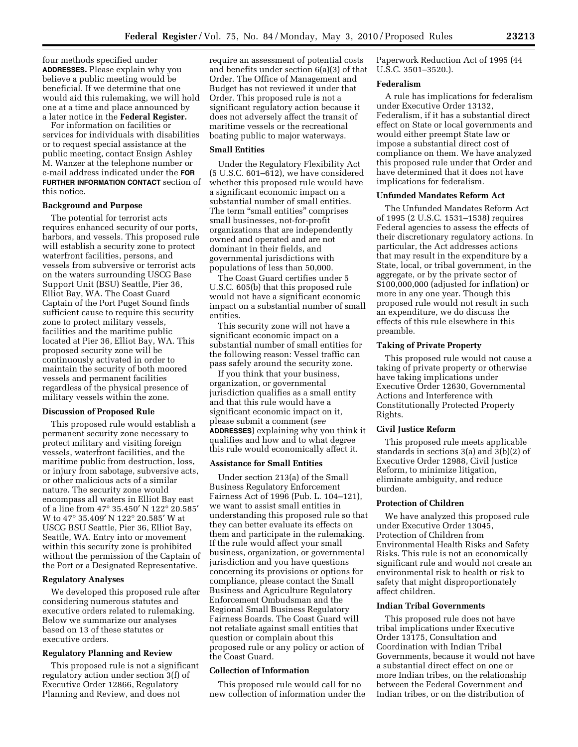four methods specified under **ADDRESSES.** Please explain why you believe a public meeting would be beneficial. If we determine that one would aid this rulemaking, we will hold one at a time and place announced by a later notice in the **Federal Register.**

For information on facilities or services for individuals with disabilities or to request special assistance at the public meeting, contact Ensign Ashley M. Wanzer at the telephone number or e-mail address indicated under the **FOR FURTHER INFORMATION CONTACT** section of this notice.

**Background and Purpose**

The potential for terrorist acts requires enhanced security of our ports, harbors, and vessels. This proposed rule will establish a security zone to protect waterfront facilities, persons, and vessels from subversive or terrorist acts on the waters surrounding USCG Base Support Unit (BSU) Seattle, Pier 36, Elliot Bay, WA. The Coast Guard Captain of the Port Puget Sound finds sufficient cause to require this security zone to protect military vessels, facilities and the maritime public located at Pier 36, Elliot Bay, WA. This proposed security zone will be continuously activated in order to maintain the security of both moored vessels and permanent facilities regardless of the physical presence of military vessels within the zone.

**Discussion of Proposed Rule**

This proposed rule would establish a permanent security zone necessary to protect military and visiting foreign vessels, waterfront facilities, and the maritime public from destruction, loss, or injury from sabotage, subversive acts, or other malicious acts of a similar nature. The security zone would encompass all waters in Elliot Bay east of a line from 47° 35.450′ N 122° 20.585′ W to 47° 35.409′ N 122° 20.585′ W at USCG BSU Seattle, Pier 36, Elliot Bay, Seattle, WA. Entry into or movement within this security zone is prohibited without the permission of the Captain of the Port or a Designated Representative.

**Regulatory Analyses**

We developed this proposed rule after considering numerous statutes and executive orders related to rulemaking. Below we summarize our analyses based on 13 of these statutes or executive orders.

**Regulatory Planning and Review**

This proposed rule is not a significant regulatory action under section 3(f) of Executive Order 12866, Regulatory Planning and Review, and does not require an assessment of potential costs and benefits under section 6(a)(3) of that Order. The Office of Management and Budget has not reviewed it under that Order. This proposed rule is not a significant regulatory action because it does not adversely affect the transit of maritime vessels or the recreational boating public to major waterways.

**Small Entities**

Under the Regulatory Flexibility Act (5 U.S.C. 601–612), we have considered whether this proposed rule would have a significant economic impact on a substantial number of small entities. The term "small entities" comprises small businesses, not-for-profit organizations that are independently owned and operated and are not dominant in their fields, and governmental jurisdictions with populations of less than 50,000.

The Coast Guard certifies under 5 U.S.C. 605(b) that this proposed rule would not have a significant economic impact on a substantial number of small entities.

This security zone will not have a significant economic impact on a substantial number of small entities for the following reason: Vessel traffic can pass safely around the security zone.

If you think that your business, organization, or governmental jurisdiction qualifies as a small entity and that this rule would have a significant economic impact on it, please submit a comment (*see* **ADDRESSES**) explaining why you think it qualifies and how and to what degree this rule would economically affect it.

**Assistance for Small Entities**

Under section 213(a) of the Small Business Regulatory Enforcement Fairness Act of 1996 (Pub. L. 104–121), we want to assist small entities in understanding this proposed rule so that they can better evaluate its effects on them and participate in the rulemaking. If the rule would affect your small business, organization, or governmental jurisdiction and you have questions concerning its provisions or options for compliance, please contact the Small Business and Agriculture Regulatory Enforcement Ombudsman and the Regional Small Business Regulatory Fairness Boards. The Coast Guard will not retaliate against small entities that question or complain about this proposed rule or any policy or action of the Coast Guard.

**Collection of Information**

This proposed rule would call for no new collection of information under the Paperwork Reduction Act of 1995 (44 U.S.C. 3501–3520.).

**Federalism**

A rule has implications for federalism under Executive Order 13132, Federalism, if it has a substantial direct effect on State or local governments and would either preempt State law or impose a substantial direct cost of compliance on them. We have analyzed this proposed rule under that Order and have determined that it does not have implications for federalism.

**Unfunded Mandates Reform Act**

The Unfunded Mandates Reform Act of 1995 (2 U.S.C. 1531–1538) requires Federal agencies to assess the effects of their discretionary regulatory actions. In particular, the Act addresses actions that may result in the expenditure by a State, local, or tribal government, in the aggregate, or by the private sector of $100,000,000 (adjusted for inflation) or more in any one year. Though this proposed rule would not result in such an expenditure, we do discuss the effects of this rule elsewhere in this preamble.

**Taking of Private Property**

This proposed rule would not cause a taking of private property or otherwise have taking implications under Executive Order 12630, Governmental Actions and Interference with Constitutionally Protected Property Rights.

**Civil Justice Reform**

This proposed rule meets applicable standards in sections 3(a) and 3(b)(2) of Executive Order 12988, Civil Justice Reform, to minimize litigation, eliminate ambiguity, and reduce burden.

**Protection of Children**

We have analyzed this proposed rule under Executive Order 13045, Protection of Children from Environmental Health Risks and Safety Risks. This rule is not an economically significant rule and would not create an environmental risk to health or risk to safety that might disproportionately affect children.

**Indian Tribal Governments**

This proposed rule does not have tribal implications under Executive Order 13175, Consultation and Coordination with Indian Tribal Governments, because it would not have a substantial direct effect on one or more Indian tribes, on the relationship between the Federal Government and Indian tribes, or on the distribution of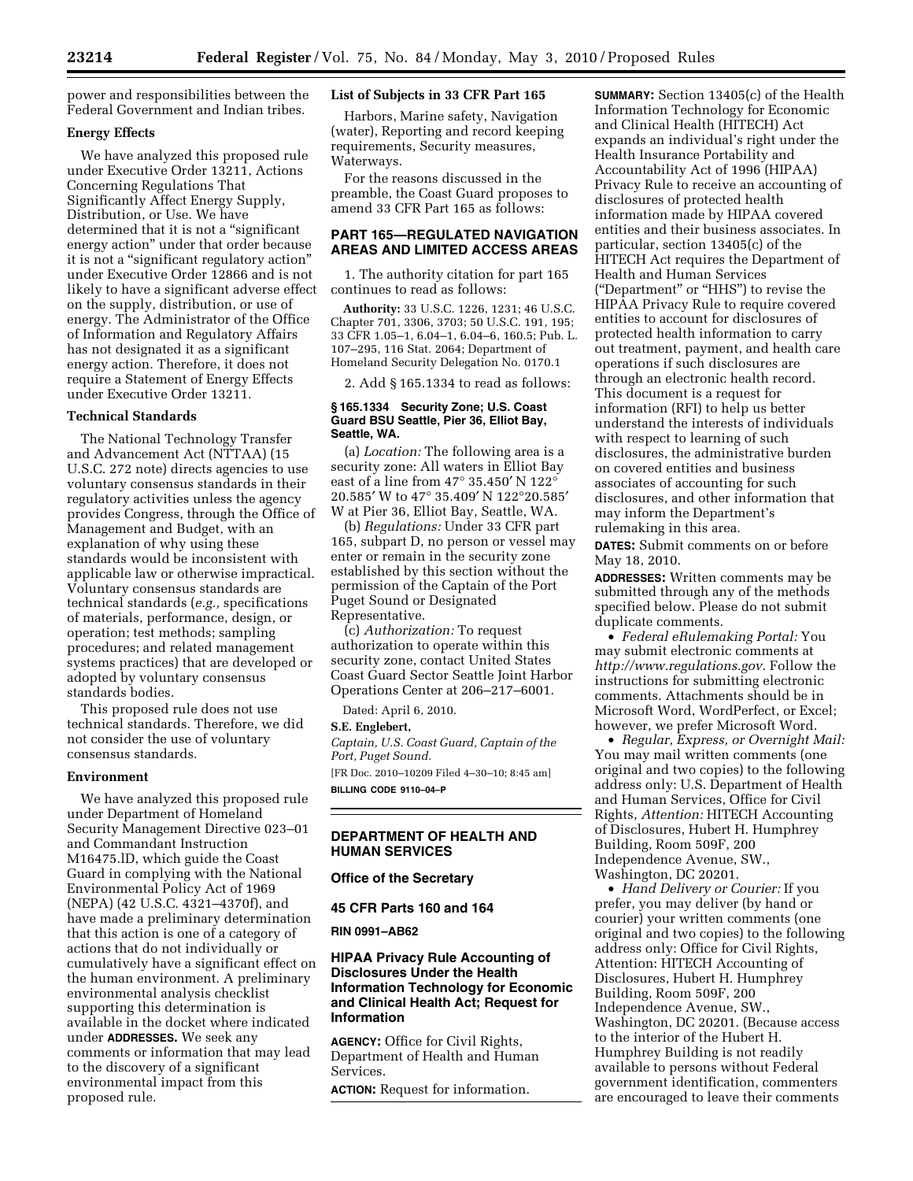power and responsibilities between the Federal Government and Indian tribes.

**Energy Effects**

We have analyzed this proposed rule under Executive Order 13211, Actions Concerning Regulations That Significantly Affect Energy Supply, Distribution, or Use. We have determined that it is not a "significant energy action" under that order because it is not a "significant regulatory action" under Executive Order 12866 and is not likely to have a significant adverse effect on the supply, distribution, or use of energy. The Administrator of the Office of Information and Regulatory Affairs has not designated it as a significant energy action. Therefore, it does not require a Statement of Energy Effects under Executive Order 13211.

**Technical Standards**

The National Technology Transfer and Advancement Act (NTTAA) (15 U.S.C. 272 note) directs agencies to use voluntary consensus standards in their regulatory activities unless the agency provides Congress, through the Office of Management and Budget, with an explanation of why using these standards would be inconsistent with applicable law or otherwise impractical. Voluntary consensus standards are technical standards (*e.g.,* specifications of materials, performance, design, or operation; test methods; sampling procedures; and related management systems practices) that are developed or adopted by voluntary consensus standards bodies.

This proposed rule does not use technical standards. Therefore, we did not consider the use of voluntary consensus standards.

**Environment**

We have analyzed this proposed rule under Department of Homeland Security Management Directive 023–01 and Commandant Instruction M16475.lD, which guide the Coast Guard in complying with the National Environmental Policy Act of 1969 (NEPA) (42 U.S.C. 4321–4370f), and have made a preliminary determination that this action is one of a category of actions that do not individually or cumulatively have a significant effect on the human environment. A preliminary environmental analysis checklist supporting this determination is available in the docket where indicated under **ADDRESSES.** We seek any comments or information that may lead to the discovery of a significant environmental impact from this proposed rule.

**List of Subjects in 33 CFR Part 165**

Harbors, Marine safety, Navigation (water), Reporting and record keeping requirements, Security measures, Waterways.

For the reasons discussed in the preamble, the Coast Guard proposes to amend 33 CFR Part 165 as follows:

## PART 165—REGULATED NAVIGATION AREAS AND LIMITED ACCESS AREAS

1. The authority citation for part 165 continues to read as follows:

**Authority:** 33 U.S.C. 1226, 1231; 46 U.S.C. Chapter 701, 3306, 3703; 50 U.S.C. 191, 195; 33 CFR 1.05–1, 6.04–1, 6.04–6, 160.5; Pub. L. 107–295, 116 Stat. 2064; Department of Homeland Security Delegation No. 0170.1

2. Add § 165.1334 to read as follows:

**§ 165.1334 Security Zone; U.S. Coast Guard BSU Seattle, Pier 36, Elliot Bay, Seattle, WA.**

(a) *Location:* The following area is a security zone: All waters in Elliot Bay east of a line from 47° 35.450′ N 122° 20.585′ W to 47° 35.409′ N 122°20.585′ W at Pier 36, Elliot Bay, Seattle, WA.

(b) *Regulations:* Under 33 CFR part 165, subpart D, no person or vessel may enter or remain in the security zone established by this section without the permission of the Captain of the Port Puget Sound or Designated Representative.

(c) *Authorization:* To request authorization to operate within this security zone, contact United States Coast Guard Sector Seattle Joint Harbor Operations Center at 206–217–6001.

Dated: April 6, 2010.

**S.E. Englebert,**

*Captain, U.S. Coast Guard, Captain of the Port, Puget Sound.*

[FR Doc. 2010–10209 Filed 4–30–10; 8:45 am]

**BILLING CODE 9110–04–P**

## DEPARTMENT OF HEALTH AND HUMAN SERVICES

### Office of the Secretary

### 45 CFR Parts 160 and 164

**RIN 0991–AB62**

### HIPAA Privacy Rule Accounting of Disclosures Under the Health Information Technology for Economic and Clinical Health Act; Request for Information

**AGENCY:** Office for Civil Rights, Department of Health and Human Services.

**ACTION:** Request for information.

**SUMMARY:** Section 13405(c) of the Health Information Technology for Economic and Clinical Health (HITECH) Act expands an individual's right under the Health Insurance Portability and Accountability Act of 1996 (HIPAA) Privacy Rule to receive an accounting of disclosures of protected health information made by HIPAA covered entities and their business associates. In particular, section 13405(c) of the HITECH Act requires the Department of Health and Human Services ("Department" or "HHS") to revise the HIPAA Privacy Rule to require covered entities to account for disclosures of protected health information to carry out treatment, payment, and health care operations if such disclosures are through an electronic health record. This document is a request for information (RFI) to help us better understand the interests of individuals with respect to learning of such disclosures, the administrative burden on covered entities and business associates of accounting for such disclosures, and other information that may inform the Department's rulemaking in this area.

**DATES:** Submit comments on or before May 18, 2010.

**ADDRESSES:** Written comments may be submitted through any of the methods specified below. Please do not submit duplicate comments.

- *Federal eRulemaking Portal:* You may submit electronic comments at *http://www.regulations.gov.* Follow the instructions for submitting electronic comments. Attachments should be in Microsoft Word, WordPerfect, or Excel; however, we prefer Microsoft Word.
- *Regular, Express, or Overnight Mail:* You may mail written comments (one original and two copies) to the following address only: U.S. Department of Health and Human Services, Office for Civil Rights, *Attention:* HITECH Accounting of Disclosures, Hubert H. Humphrey Building, Room 509F, 200 Independence Avenue, SW., Washington, DC 20201.
- *Hand Delivery or Courier:* If you prefer, you may deliver (by hand or courier) your written comments (one original and two copies) to the following address only: Office for Civil Rights, Attention: HITECH Accounting of Disclosures, Hubert H. Humphrey Building, Room 509F, 200 Independence Avenue, SW., Washington, DC 20201. (Because access to the interior of the Hubert H. Humphrey Building is not readily available to persons without Federal government identification, commenters are encouraged to leave their comments